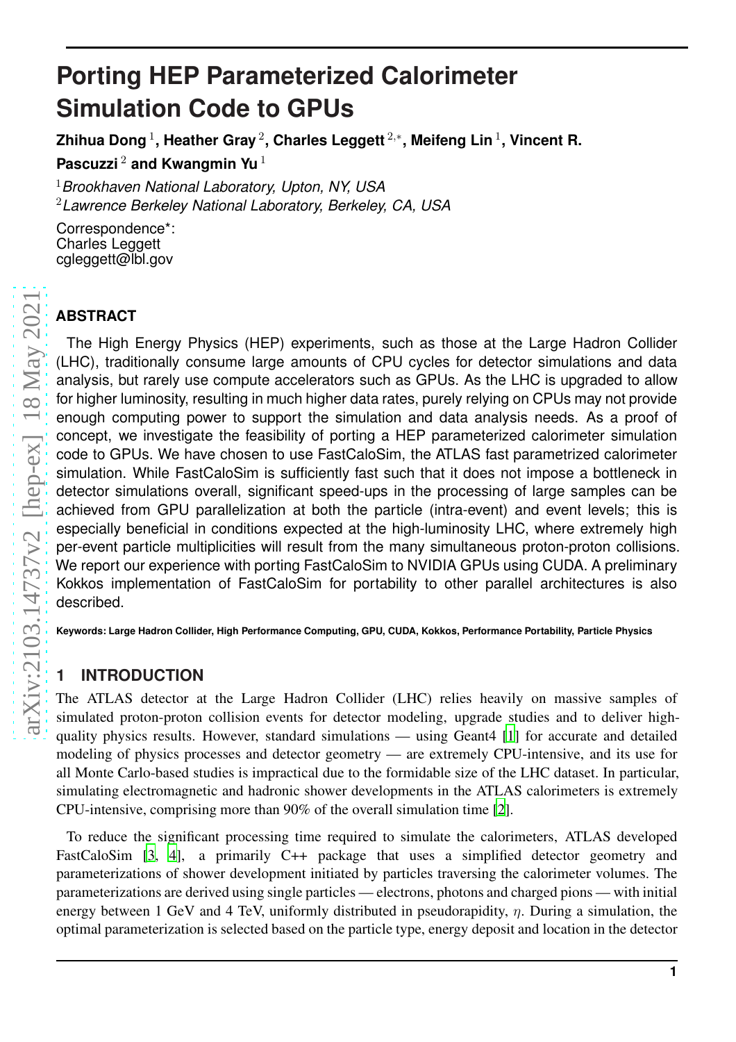# Porting HEP Parameterized Calorimeter Simulation Code to GPUs

**Zhihua Dong [1], Heather Gray [2], Charles Leggett [2,*], Meifeng Lin [1], Vincent R. Pascuzzi [2] and Kwangmin Yu [1]**

[1] *Brookhaven National Laboratory, Upton, NY, USA*
[2] *Lawrence Berkeley National Laboratory, Berkeley, CA, USA*

Correspondence*:
Charles Leggett
cgleggett@lbl.gov

## ABSTRACT

The High Energy Physics (HEP) experiments, such as those at the Large Hadron Collider (LHC), traditionally consume large amounts of CPU cycles for detector simulations and data analysis, but rarely use compute accelerators such as GPUs. As the LHC is upgraded to allow for higher luminosity, resulting in much higher data rates, purely relying on CPUs may not provide enough computing power to support the simulation and data analysis needs. As a proof of concept, we investigate the feasibility of porting a HEP parameterized calorimeter simulation code to GPUs. We have chosen to use FastCaloSim, the ATLAS fast parametrized calorimeter simulation. While FastCaloSim is sufficiently fast such that it does not impose a bottleneck in detector simulations overall, significant speed-ups in the processing of large samples can be achieved from GPU parallelization at both the particle (intra-event) and event levels; this is especially beneficial in conditions expected at the high-luminosity LHC, where extremely high per-event particle multiplicities will result from the many simultaneous proton-proton collisions. We report our experience with porting FastCaloSim to NVIDIA GPUs using CUDA. A preliminary Kokkos implementation of FastCaloSim for portability to other parallel architectures is also described.

**Keywords: Large Hadron Collider, High Performance Computing, GPU, CUDA, Kokkos, Performance Portability, Particle Physics**

## 1 INTRODUCTION

The ATLAS detector at the Large Hadron Collider (LHC) relies heavily on massive samples of simulated proton-proton collision events for detector modeling, upgrade studies and to deliver high-quality physics results. However, standard simulations — using Geant4 [1] for accurate and detailed modeling of physics processes and detector geometry — are extremely CPU-intensive, and its use for all Monte Carlo-based studies is impractical due to the formidable size of the LHC dataset. In particular, simulating electromagnetic and hadronic shower developments in the ATLAS calorimeters is extremely CPU-intensive, comprising more than 90% of the overall simulation time [2].

To reduce the significant processing time required to simulate the calorimeters, ATLAS developed FastCaloSim [3, 4], a primarily C++ package that uses a simplified detector geometry and parameterizations of shower development initiated by particles traversing the calorimeter volumes. The parameterizations are derived using single particles — electrons, photons and charged pions — with initial energy between 1 GeV and 4 TeV, uniformly distributed in pseudorapidity, $\eta$. During a simulation, the optimal parameterization is selected based on the particle type, energy deposit and location in the detector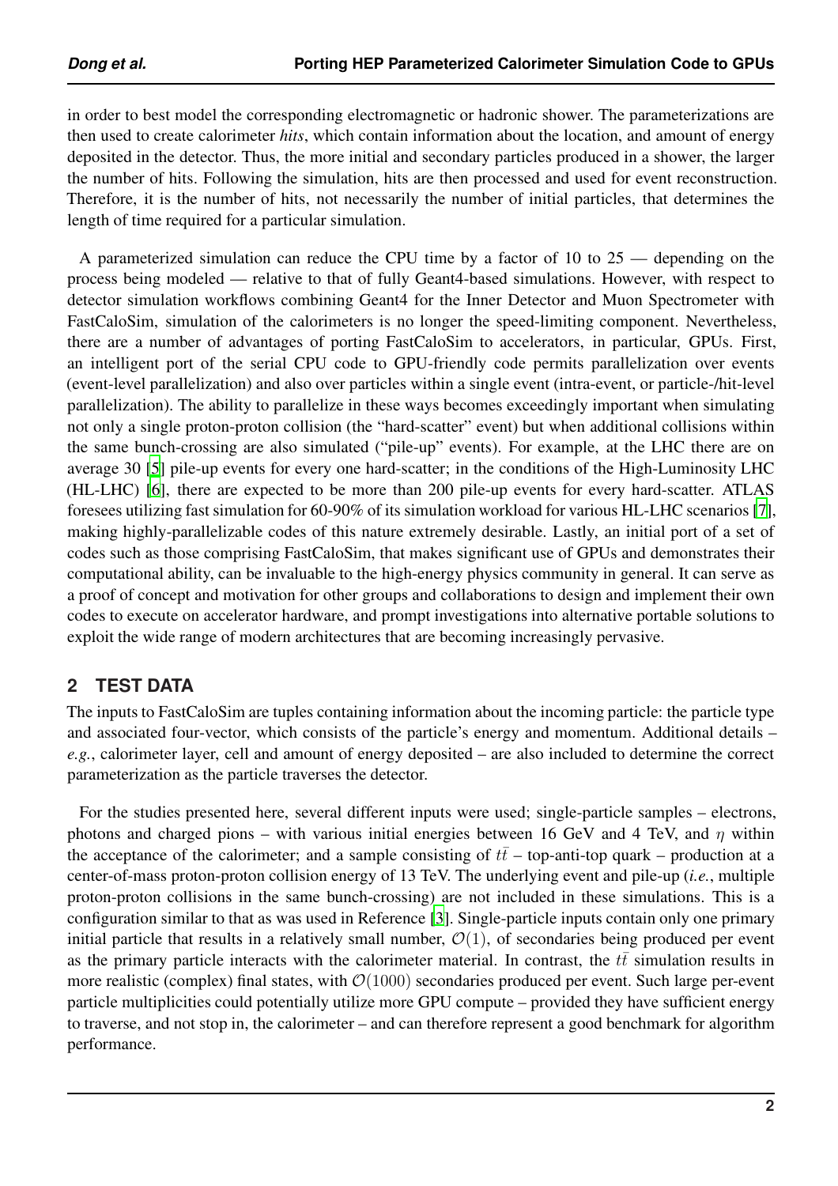in order to best model the corresponding electromagnetic or hadronic shower. The parameterizations are then used to create calorimeter *hits*, which contain information about the location, and amount of energy deposited in the detector. Thus, the more initial and secondary particles produced in a shower, the larger the number of hits. Following the simulation, hits are then processed and used for event reconstruction. Therefore, it is the number of hits, not necessarily the number of initial particles, that determines the length of time required for a particular simulation.

A parameterized simulation can reduce the CPU time by a factor of 10 to 25 — depending on the process being modeled — relative to that of fully Geant4-based simulations. However, with respect to detector simulation workflows combining Geant4 for the Inner Detector and Muon Spectrometer with FastCaloSim, simulation of the calorimeters is no longer the speed-limiting component. Nevertheless, there are a number of advantages of porting FastCaloSim to accelerators, in particular, GPUs. First, an intelligent port of the serial CPU code to GPU-friendly code permits parallelization over events (event-level parallelization) and also over particles within a single event (intra-event, or particle-/hit-level parallelization). The ability to parallelize in these ways becomes exceedingly important when simulating not only a single proton-proton collision (the "hard-scatter" event) but when additional collisions within the same bunch-crossing are also simulated ("pile-up" events). For example, at the LHC there are on average 30 [5] pile-up events for every one hard-scatter; in the conditions of the High-Luminosity LHC (HL-LHC) [6], there are expected to be more than 200 pile-up events for every hard-scatter. ATLAS foresees utilizing fast simulation for 60-90% of its simulation workload for various HL-LHC scenarios [7], making highly-parallelizable codes of this nature extremely desirable. Lastly, an initial port of a set of codes such as those comprising FastCaloSim, that makes significant use of GPUs and demonstrates their computational ability, can be invaluable to the high-energy physics community in general. It can serve as a proof of concept and motivation for other groups and collaborations to design and implement their own codes to execute on accelerator hardware, and prompt investigations into alternative portable solutions to exploit the wide range of modern architectures that are becoming increasingly pervasive.

## 2 TEST DATA

The inputs to FastCaloSim are tuples containing information about the incoming particle: the particle type and associated four-vector, which consists of the particle's energy and momentum. Additional details – *e.g.*, calorimeter layer, cell and amount of energy deposited – are also included to determine the correct parameterization as the particle traverses the detector.

For the studies presented here, several different inputs were used; single-particle samples – electrons, photons and charged pions – with various initial energies between 16 GeV and 4 TeV, and $\eta$ within the acceptance of the calorimeter; and a sample consisting of $t\bar{t}$ – top-anti-top quark – production at a center-of-mass proton-proton collision energy of 13 TeV. The underlying event and pile-up (*i.e.*, multiple proton-proton collisions in the same bunch-crossing) are not included in these simulations. This is a configuration similar to that as was used in Reference [3]. Single-particle inputs contain only one primary initial particle that results in a relatively small number, $\mathcal{O}(1)$, of secondaries being produced per event as the primary particle interacts with the calorimeter material. In contrast, the $t\bar{t}$ simulation results in more realistic (complex) final states, with $\mathcal{O}(1000)$ secondaries produced per event. Such large per-event particle multiplicities could potentially utilize more GPU compute – provided they have sufficient energy to traverse, and not stop in, the calorimeter – and can therefore represent a good benchmark for algorithm performance.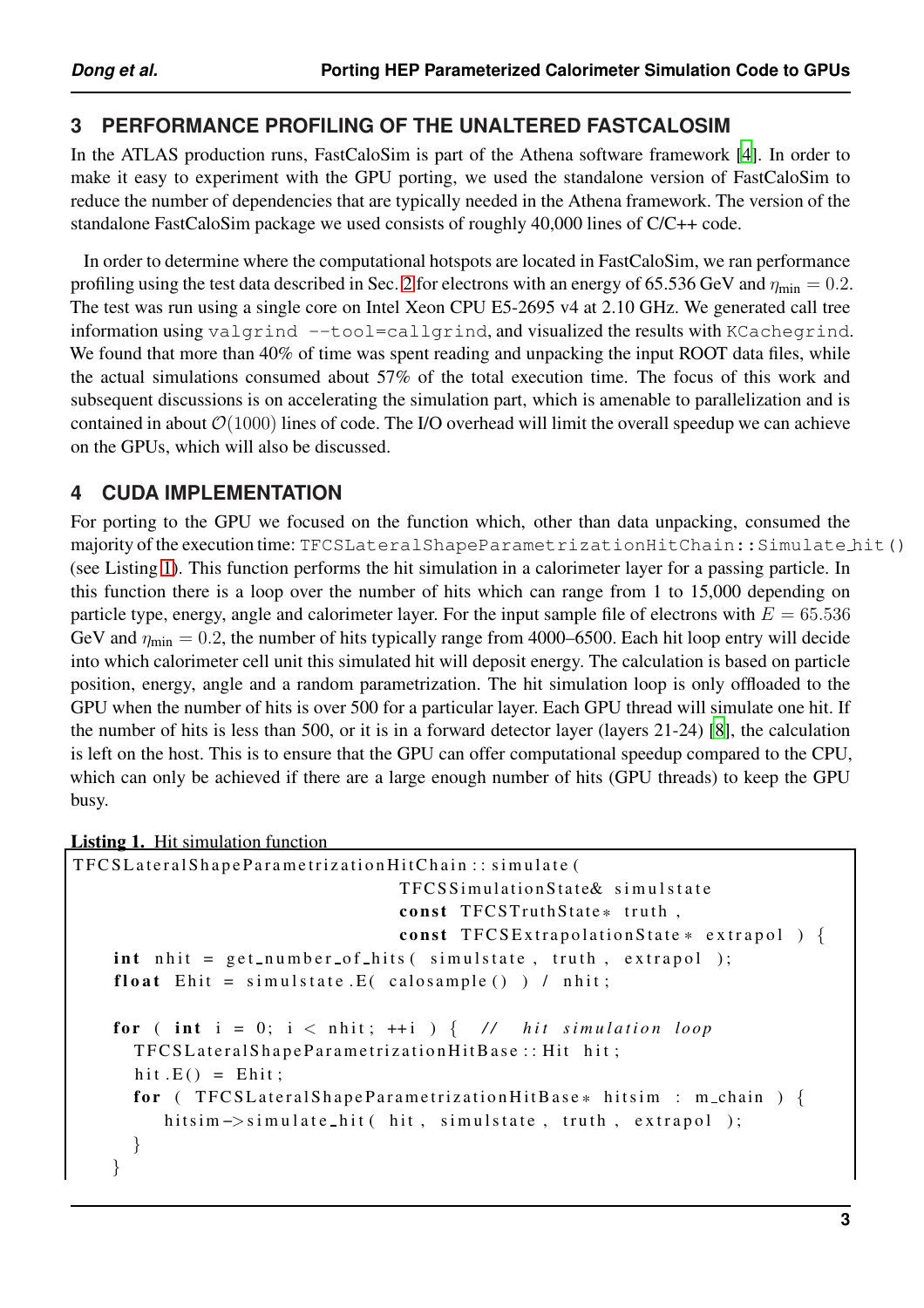## 3 PERFORMANCE PROFILING OF THE UNALTERED FASTCALOSIM

In the ATLAS production runs, FastCaloSim is part of the Athena software framework [4]. In order to make it easy to experiment with the GPU porting, we used the standalone version of FastCaloSim to reduce the number of dependencies that are typically needed in the Athena framework. The version of the standalone FastCaloSim package we used consists of roughly 40,000 lines of C/C++ code.

In order to determine where the computational hotspots are located in FastCaloSim, we ran performance profiling using the test data described in Sec. 2 for electrons with an energy of 65.536 GeV and $\eta_{\text{min}} = 0.2$. The test was run using a single core on Intel Xeon CPU E5-2695 v4 at 2.10 GHz. We generated call tree information using `valgrind --tool=callgrind`, and visualized the results with `KCachegrind`. We found that more than 40% of time was spent reading and unpacking the input ROOT data files, while the actual simulations consumed about 57% of the total execution time. The focus of this work and subsequent discussions is on accelerating the simulation part, which is amenable to parallelization and is contained in about $\mathcal{O}(1000)$ lines of code. The I/O overhead will limit the overall speedup we can achieve on the GPUs, which will also be discussed.

## 4 CUDA IMPLEMENTATION

For porting to the GPU we focused on the function which, other than data unpacking, consumed the majority of the execution time: `TFCSLateralShapeParametrizationHitChain::Simulate_hit()` (see Listing 1). This function performs the hit simulation in a calorimeter layer for a passing particle. In this function there is a loop over the number of hits which can range from 1 to 15,000 depending on particle type, energy, angle and calorimeter layer. For the input sample file of electrons with $E = 65.536$ GeV and $\eta_{\text{min}} = 0.2$, the number of hits typically range from 4000–6500. Each hit loop entry will decide into which calorimeter cell unit this simulated hit will deposit energy. The calculation is based on particle position, energy, angle and a random parametrization. The hit simulation loop is only offloaded to the GPU when the number of hits is over 500 for a particular layer. Each GPU thread will simulate one hit. If the number of hits is less than 500, or it is in a forward detector layer (layers 21-24) [8], the calculation is left on the host. This is to ensure that the GPU can offer computational speedup compared to the CPU, which can only be achieved if there are a large enough number of hits (GPU threads) to keep the GPU busy.

**Listing 1.** Hit simulation function

```
TFCSLateralShapeParametrizationHitChain::simulate(
                                TFCSSimulationState& simulstate
                                const TFCSTruthState* truth ,
                                const TFCSExtrapolationState* extrapol ) {
  int nhit = get_number_of_hits( simulstate , truth , extrapol );
  float Ehit = simulstate.E( calosample() ) / nhit;

  for ( int i = 0; i < nhit; ++i ) {  // hit simulation loop
    TFCSLateralShapeParametrizationHitBase::Hit hit;
    hit.E() = Ehit;
    for ( TFCSLateralShapeParametrizationHitBase* hitsim : m_chain ) {
       hitsim->simulate_hit( hit , simulstate , truth , extrapol );
    }
  }
```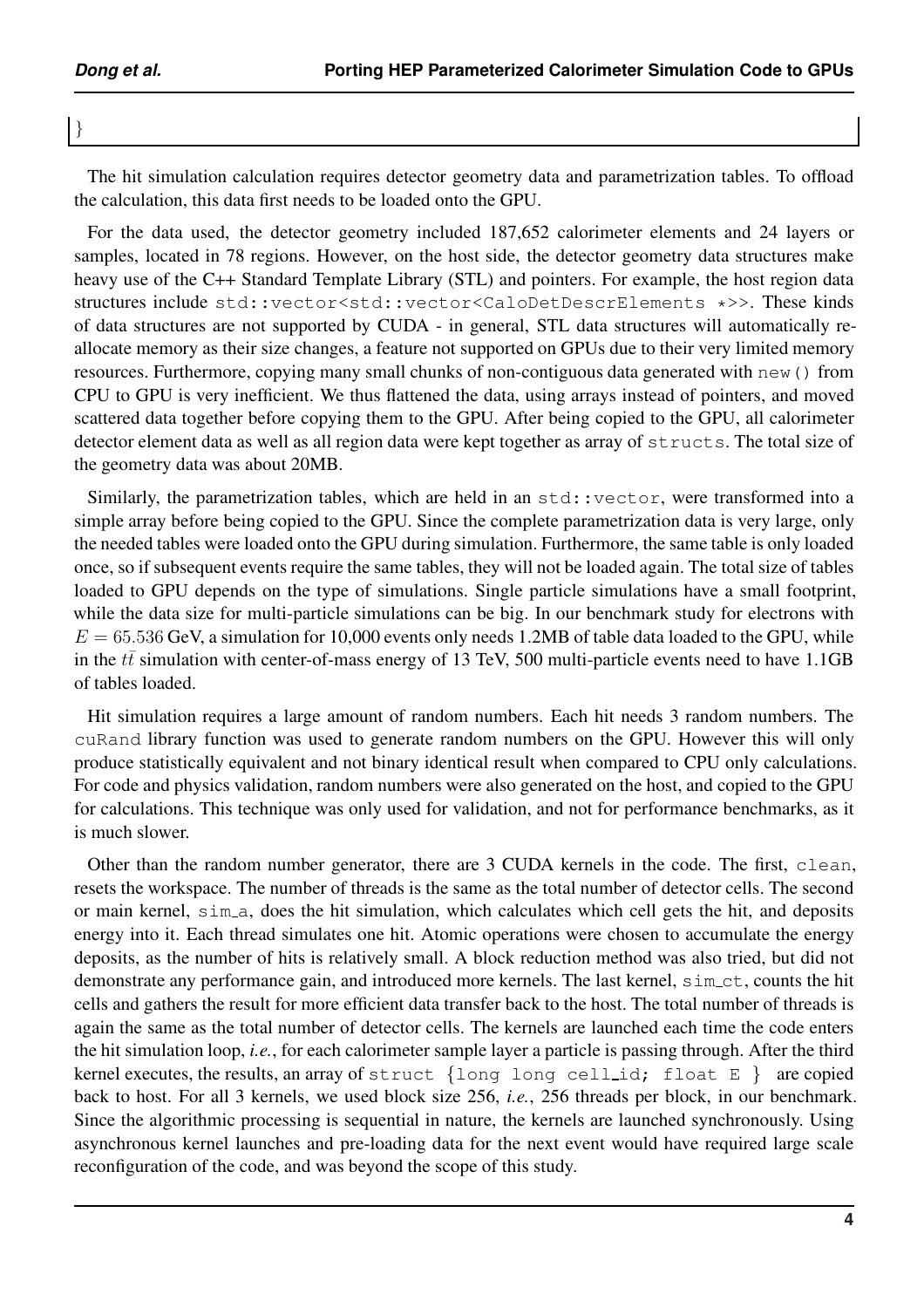```
}
```

The hit simulation calculation requires detector geometry data and parametrization tables. To offload the calculation, this data first needs to be loaded onto the GPU.

For the data used, the detector geometry included 187,652 calorimeter elements and 24 layers or samples, located in 78 regions. However, on the host side, the detector geometry data structures make heavy use of the C++ Standard Template Library (STL) and pointers. For example, the host region data structures include `std::vector<std::vector<CaloDetDescrElements *>>`. These kinds of data structures are not supported by CUDA - in general, STL data structures will automatically re-allocate memory as their size changes, a feature not supported on GPUs due to their very limited memory resources. Furthermore, copying many small chunks of non-contiguous data generated with `new()` from CPU to GPU is very inefficient. We thus flattened the data, using arrays instead of pointers, and moved scattered data together before copying them to the GPU. After being copied to the GPU, all calorimeter detector element data as well as all region data were kept together as array of `structs`. The total size of the geometry data was about 20MB.

Similarly, the parametrization tables, which are held in an `std::vector`, were transformed into a simple array before being copied to the GPU. Since the complete parametrization data is very large, only the needed tables were loaded onto the GPU during simulation. Furthermore, the same table is only loaded once, so if subsequent events require the same tables, they will not be loaded again. The total size of tables loaded to GPU depends on the type of simulations. Single particle simulations have a small footprint, while the data size for multi-particle simulations can be big. In our benchmark study for electrons with $E = 65.536$ GeV, a simulation for 10,000 events only needs 1.2MB of table data loaded to the GPU, while in the $t\bar{t}$ simulation with center-of-mass energy of 13 TeV, 500 multi-particle events need to have 1.1GB of tables loaded.

Hit simulation requires a large amount of random numbers. Each hit needs 3 random numbers. The `cuRand` library function was used to generate random numbers on the GPU. However this will only produce statistically equivalent and not binary identical result when compared to CPU only calculations. For code and physics validation, random numbers were also generated on the host, and copied to the GPU for calculations. This technique was only used for validation, and not for performance benchmarks, as it is much slower.

Other than the random number generator, there are 3 CUDA kernels in the code. The first, `clean`, resets the workspace. The number of threads is the same as the total number of detector cells. The second or main kernel, `sim_a`, does the hit simulation, which calculates which cell gets the hit, and deposits energy into it. Each thread simulates one hit. Atomic operations were chosen to accumulate the energy deposits, as the number of hits is relatively small. A block reduction method was also tried, but did not demonstrate any performance gain, and introduced more kernels. The last kernel, `sim_ct`, counts the hit cells and gathers the result for more efficient data transfer back to the host. The total number of threads is again the same as the total number of detector cells. The kernels are launched each time the code enters the hit simulation loop, *i.e.*, for each calorimeter sample layer a particle is passing through. After the third kernel executes, the results, an array of `struct {long long cell_id; float E }` are copied back to host. For all 3 kernels, we used block size 256, *i.e.*, 256 threads per block, in our benchmark. Since the algorithmic processing is sequential in nature, the kernels are launched synchronously. Using asynchronous kernel launches and pre-loading data for the next event would have required large scale reconfiguration of the code, and was beyond the scope of this study.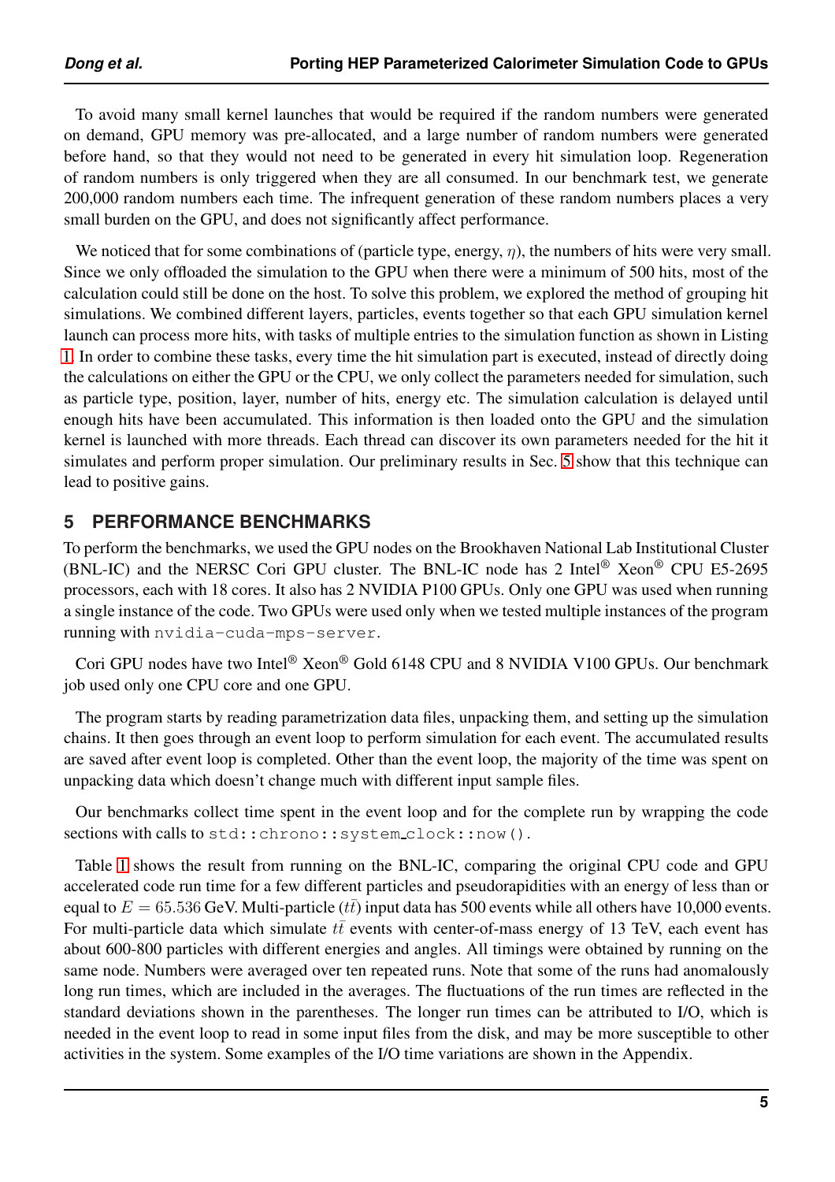To avoid many small kernel launches that would be required if the random numbers were generated on demand, GPU memory was pre-allocated, and a large number of random numbers were generated before hand, so that they would not need to be generated in every hit simulation loop. Regeneration of random numbers is only triggered when they are all consumed. In our benchmark test, we generate 200,000 random numbers each time. The infrequent generation of these random numbers places a very small burden on the GPU, and does not significantly affect performance.

We noticed that for some combinations of (particle type, energy, $\eta$), the numbers of hits were very small. Since we only offloaded the simulation to the GPU when there were a minimum of 500 hits, most of the calculation could still be done on the host. To solve this problem, we explored the method of grouping hit simulations. We combined different layers, particles, events together so that each GPU simulation kernel launch can process more hits, with tasks of multiple entries to the simulation function as shown in Listing 1. In order to combine these tasks, every time the hit simulation part is executed, instead of directly doing the calculations on either the GPU or the CPU, we only collect the parameters needed for simulation, such as particle type, position, layer, number of hits, energy etc. The simulation calculation is delayed until enough hits have been accumulated. This information is then loaded onto the GPU and the simulation kernel is launched with more threads. Each thread can discover its own parameters needed for the hit it simulates and perform proper simulation. Our preliminary results in Sec. 5 show that this technique can lead to positive gains.

## 5 PERFORMANCE BENCHMARKS

To perform the benchmarks, we used the GPU nodes on the Brookhaven National Lab Institutional Cluster (BNL-IC) and the NERSC Cori GPU cluster. The BNL-IC node has 2 Intel® Xeon® CPU E5-2695 processors, each with 18 cores. It also has 2 NVIDIA P100 GPUs. Only one GPU was used when running a single instance of the code. Two GPUs were used only when we tested multiple instances of the program running with `nvidia-cuda-mps-server`.

Cori GPU nodes have two Intel® Xeon® Gold 6148 CPU and 8 NVIDIA V100 GPUs. Our benchmark job used only one CPU core and one GPU.

The program starts by reading parametrization data files, unpacking them, and setting up the simulation chains. It then goes through an event loop to perform simulation for each event. The accumulated results are saved after event loop is completed. Other than the event loop, the majority of the time was spent on unpacking data which doesn't change much with different input sample files.

Our benchmarks collect time spent in the event loop and for the complete run by wrapping the code sections with calls to `std::chrono::system_clock::now()`.

Table 1 shows the result from running on the BNL-IC, comparing the original CPU code and GPU accelerated code run time for a few different particles and pseudorapidities with an energy of less than or equal to $E = 65.536$ GeV. Multi-particle ($t\bar{t}$) input data has 500 events while all others have 10,000 events. For multi-particle data which simulate $t\bar{t}$ events with center-of-mass energy of 13 TeV, each event has about 600-800 particles with different energies and angles. All timings were obtained by running on the same node. Numbers were averaged over ten repeated runs. Note that some of the runs had anomalously long run times, which are included in the averages. The fluctuations of the run times are reflected in the standard deviations shown in the parentheses. The longer run times can be attributed to I/O, which is needed in the event loop to read in some input files from the disk, and may be more susceptible to other activities in the system. Some examples of the I/O time variations are shown in the Appendix.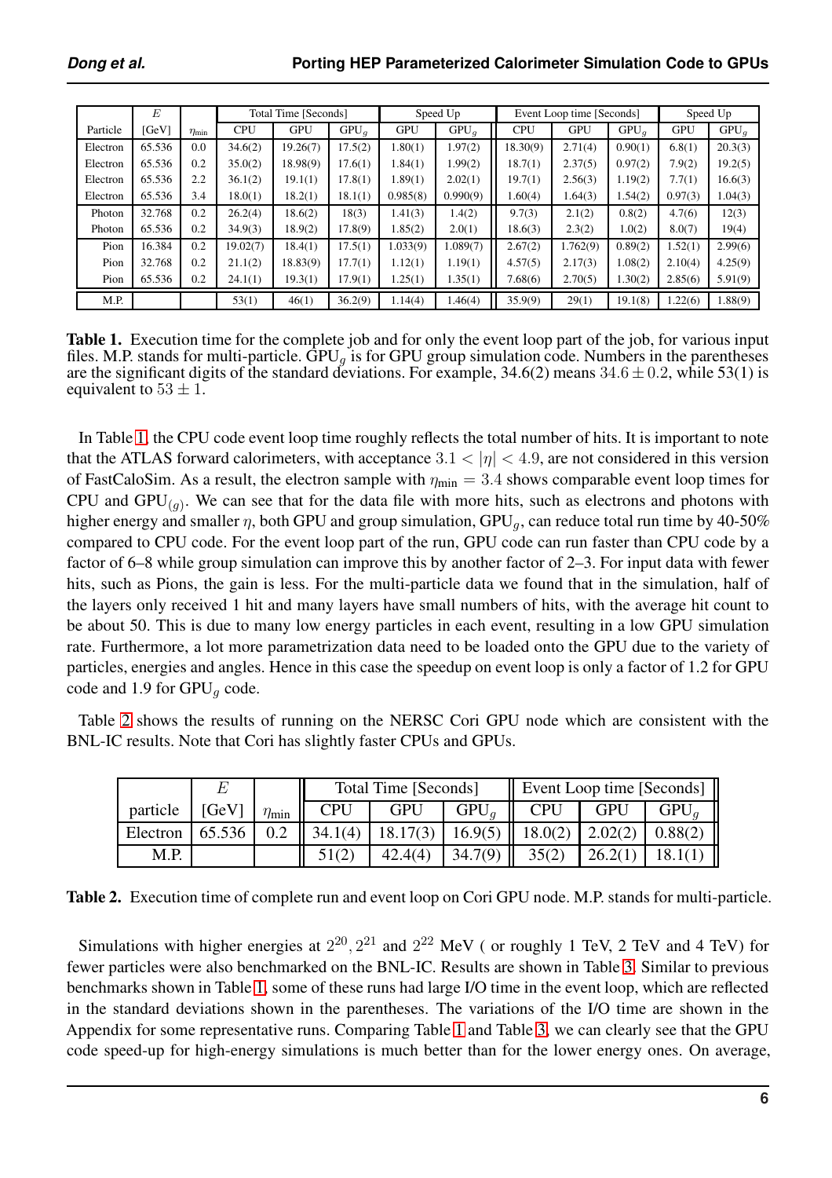| Particle | $E$ [GeV] | $\eta_{\min}$ | Total Time [Seconds] | | | Speed Up | | Event Loop time [Seconds] | | | Speed Up | |
|---|---|---|---|---|---|---|---|---|---|---|---|---|
| | | | CPU | GPU | GPU$_g$ | GPU | GPU$_g$ | CPU | GPU | GPU$_g$ | GPU | GPU$_g$ |
| Electron | 65.536 | 0.0 | 34.6(2) | 19.26(7) | 17.5(2) | 1.80(1) | 1.97(2) | 18.30(9) | 2.71(4) | 0.90(1) | 6.8(1) | 20.3(3) |
| Electron | 65.536 | 0.2 | 35.0(2) | 18.98(9) | 17.6(1) | 1.84(1) | 1.99(2) | 18.7(1) | 2.37(5) | 0.97(2) | 7.9(2) | 19.2(5) |
| Electron | 65.536 | 2.2 | 36.1(2) | 19.1(1) | 17.8(1) | 1.89(1) | 2.02(1) | 19.7(1) | 2.56(3) | 1.19(2) | 7.7(1) | 16.6(3) |
| Electron | 65.536 | 3.4 | 18.0(1) | 18.2(1) | 18.1(1) | 0.985(8) | 0.990(9) | 1.60(4) | 1.64(3) | 1.54(2) | 0.97(3) | 1.04(3) |
| Photon | 32.768 | 0.2 | 26.2(4) | 18.6(2) | 18(3) | 1.41(3) | 1.4(2) | 9.7(3) | 2.1(2) | 0.8(2) | 4.7(6) | 12(3) |
| Photon | 65.536 | 0.2 | 34.9(3) | 18.9(2) | 17.8(9) | 1.85(2) | 2.0(1) | 18.6(3) | 2.3(2) | 1.0(2) | 8.0(7) | 19(4) |
| Pion | 16.384 | 0.2 | 19.02(7) | 18.4(1) | 17.5(1) | 1.033(9) | 1.089(7) | 2.67(2) | 1.762(9) | 0.89(2) | 1.52(1) | 2.99(6) |
| Pion | 32.768 | 0.2 | 21.1(2) | 18.83(9) | 17.7(1) | 1.12(1) | 1.19(1) | 4.57(5) | 2.17(3) | 1.08(2) | 2.10(4) | 4.25(9) |
| Pion | 65.536 | 0.2 | 24.1(1) | 19.3(1) | 17.9(1) | 1.25(1) | 1.35(1) | 7.68(6) | 2.70(5) | 1.30(2) | 2.85(6) | 5.91(9) |
| M.P. | | | 53(1) | 46(1) | 36.2(9) | 1.14(4) | 1.46(4) | 35.9(9) | 29(1) | 19.1(8) | 1.22(6) | 1.88(9) |

**Table 1.** Execution time for the complete job and for only the event loop part of the job, for various input files. M.P. stands for multi-particle. GPU$_g$ is for GPU group simulation code. Numbers in the parentheses are the significant digits of the standard deviations. For example, 34.6(2) means $34.6 \pm 0.2$, while 53(1) is equivalent to $53 \pm 1$.

In Table 1, the CPU code event loop time roughly reflects the total number of hits. It is important to note that the ATLAS forward calorimeters, with acceptance $3.1 < |\eta| < 4.9$, are not considered in this version of FastCaloSim. As a result, the electron sample with $\eta_{\min} = 3.4$ shows comparable event loop times for CPU and GPU$_{(g)}$. We can see that for the data file with more hits, such as electrons and photons with higher energy and smaller $\eta$, both GPU and group simulation, GPU$_g$, can reduce total run time by 40-50% compared to CPU code. For the event loop part of the run, GPU code can run faster than CPU code by a factor of 6–8 while group simulation can improve this by another factor of 2–3. For input data with fewer hits, such as Pions, the gain is less. For the multi-particle data we found that in the simulation, half of the layers only received 1 hit and many layers have small numbers of hits, with the average hit count to be about 50. This is due to many low energy particles in each event, resulting in a low GPU simulation rate. Furthermore, a lot more parametrization data need to be loaded onto the GPU due to the variety of particles, energies and angles. Hence in this case the speedup on event loop is only a factor of 1.2 for GPU code and 1.9 for GPU$_g$ code.

Table 2 shows the results of running on the NERSC Cori GPU node which are consistent with the BNL-IC results. Note that Cori has slightly faster CPUs and GPUs.

| particle | $E$ [GeV] | $\eta_{\min}$ | Total Time [Seconds] | | | Event Loop time [Seconds] | | |
|---|---|---|---|---|---|---|---|---|
| | | | CPU | GPU | GPU$_g$ | CPU | GPU | GPU$_g$ |
| Electron | 65.536 | 0.2 | 34.1(4) | 18.17(3) | 16.9(5) | 18.0(2) | 2.02(2) | 0.88(2) |
| M.P. | | | 51(2) | 42.4(4) | 34.7(9) | 35(2) | 26.2(1) | 18.1(1) |

**Table 2.** Execution time of complete run and event loop on Cori GPU node. M.P. stands for multi-particle.

Simulations with higher energies at $2^{20}, 2^{21}$ and $2^{22}$ MeV ( or roughly 1 TeV, 2 TeV and 4 TeV) for fewer particles were also benchmarked on the BNL-IC. Results are shown in Table 3. Similar to previous benchmarks shown in Table 1, some of these runs had large I/O time in the event loop, which are reflected in the standard deviations shown in the parentheses. The variations of the I/O time are shown in the Appendix for some representative runs. Comparing Table 1 and Table 3, we can clearly see that the GPU code speed-up for high-energy simulations is much better than for the lower energy ones. On average,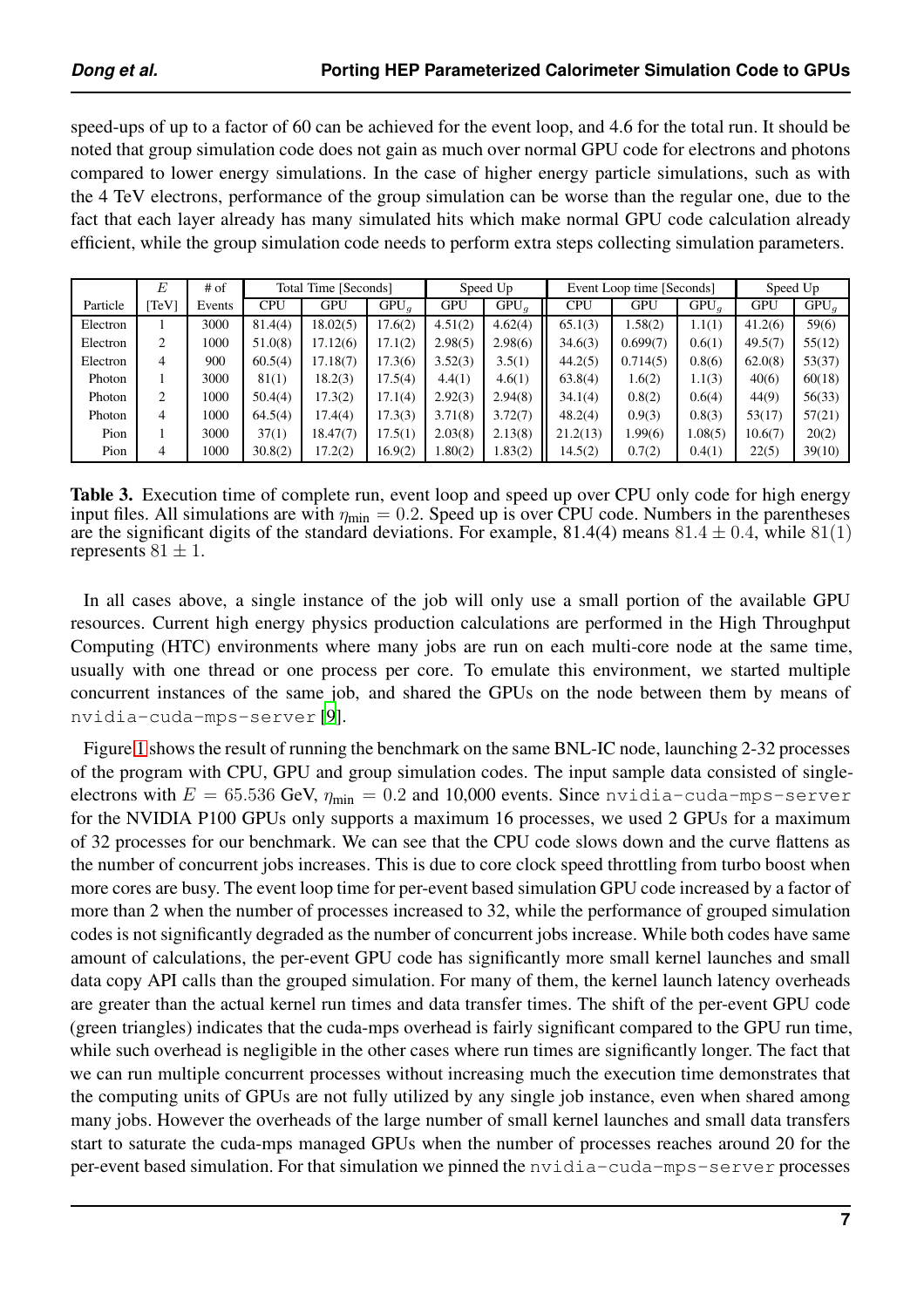speed-ups of up to a factor of 60 can be achieved for the event loop, and 4.6 for the total run. It should be noted that group simulation code does not gain as much over normal GPU code for electrons and photons compared to lower energy simulations. In the case of higher energy particle simulations, such as with the 4 TeV electrons, performance of the group simulation can be worse than the regular one, due to the fact that each layer already has many simulated hits which make normal GPU code calculation already efficient, while the group simulation code needs to perform extra steps collecting simulation parameters.

| | $E$ | # of | Total Time [Seconds] | | | Speed Up | | Event Loop time [Seconds] | | | Speed Up | |
|---|---|---|---|---|---|---|---|---|---|---|---|---|
| Particle | [TeV] | Events | CPU | GPU | $\text{GPU}_g$ | GPU | $\text{GPU}_g$ | CPU | GPU | $\text{GPU}_g$ | GPU | $\text{GPU}_g$ |
| Electron | 1 | 3000 | 81.4(4) | 18.02(5) | 17.6(2) | 4.51(2) | 4.62(4) | 65.1(3) | 1.58(2) | 1.1(1) | 41.2(6) | 59(6) |
| Electron | 2 | 1000 | 51.0(8) | 17.12(6) | 17.1(2) | 2.98(5) | 2.98(6) | 34.6(3) | 0.699(7) | 0.6(1) | 49.5(7) | 55(12) |
| Electron | 4 | 900 | 60.5(4) | 17.18(7) | 17.3(6) | 3.52(3) | 3.5(1) | 44.2(5) | 0.714(5) | 0.8(6) | 62.0(8) | 53(37) |
| Photon | 1 | 3000 | 81(1) | 18.2(3) | 17.5(4) | 4.4(1) | 4.6(1) | 63.8(4) | 1.6(2) | 1.1(3) | 40(6) | 60(18) |
| Photon | 2 | 1000 | 50.4(4) | 17.3(2) | 17.1(4) | 2.92(3) | 2.94(8) | 34.1(4) | 0.8(2) | 0.6(4) | 44(9) | 56(33) |
| Photon | 4 | 1000 | 64.5(4) | 17.4(4) | 17.3(3) | 3.71(8) | 3.72(7) | 48.2(4) | 0.9(3) | 0.8(3) | 53(17) | 57(21) |
| Pion | 1 | 3000 | 37(1) | 18.47(7) | 17.5(1) | 2.03(8) | 2.13(8) | 21.2(13) | 1.99(6) | 1.08(5) | 10.6(7) | 20(2) |
| Pion | 4 | 1000 | 30.8(2) | 17.2(2) | 16.9(2) | 1.80(2) | 1.83(2) | 14.5(2) | 0.7(2) | 0.4(1) | 22(5) | 39(10) |

**Table 3.** Execution time of complete run, event loop and speed up over CPU only code for high energy input files. All simulations are with $\eta_{\text{min}} = 0.2$. Speed up is over CPU code. Numbers in the parentheses are the significant digits of the standard deviations. For example, 81.4(4) means $81.4 \pm 0.4$, while $81(1)$ represents $81 \pm 1$.

In all cases above, a single instance of the job will only use a small portion of the available GPU resources. Current high energy physics production calculations are performed in the High Throughput Computing (HTC) environments where many jobs are run on each multi-core node at the same time, usually with one thread or one process per core. To emulate this environment, we started multiple concurrent instances of the same job, and shared the GPUs on the node between them by means of `nvidia-cuda-mps-server` [9].

Figure 1 shows the result of running the benchmark on the same BNL-IC node, launching 2-32 processes of the program with CPU, GPU and group simulation codes. The input sample data consisted of single-electrons with $E = 65.536$ GeV, $\eta_{\text{min}} = 0.2$ and 10,000 events. Since `nvidia-cuda-mps-server` for the NVIDIA P100 GPUs only supports a maximum 16 processes, we used 2 GPUs for a maximum of 32 processes for our benchmark. We can see that the CPU code slows down and the curve flattens as the number of concurrent jobs increases. This is due to core clock speed throttling from turbo boost when more cores are busy. The event loop time for per-event based simulation GPU code increased by a factor of more than 2 when the number of processes increased to 32, while the performance of grouped simulation codes is not significantly degraded as the number of concurrent jobs increase. While both codes have same amount of calculations, the per-event GPU code has significantly more small kernel launches and small data copy API calls than the grouped simulation. For many of them, the kernel launch latency overheads are greater than the actual kernel run times and data transfer times. The shift of the per-event GPU code (green triangles) indicates that the cuda-mps overhead is fairly significant compared to the GPU run time, while such overhead is negligible in the other cases where run times are significantly longer. The fact that we can run multiple concurrent processes without increasing much the execution time demonstrates that the computing units of GPUs are not fully utilized by any single job instance, even when shared among many jobs. However the overheads of the large number of small kernel launches and small data transfers start to saturate the cuda-mps managed GPUs when the number of processes reaches around 20 for the per-event based simulation. For that simulation we pinned the `nvidia-cuda-mps-server` processes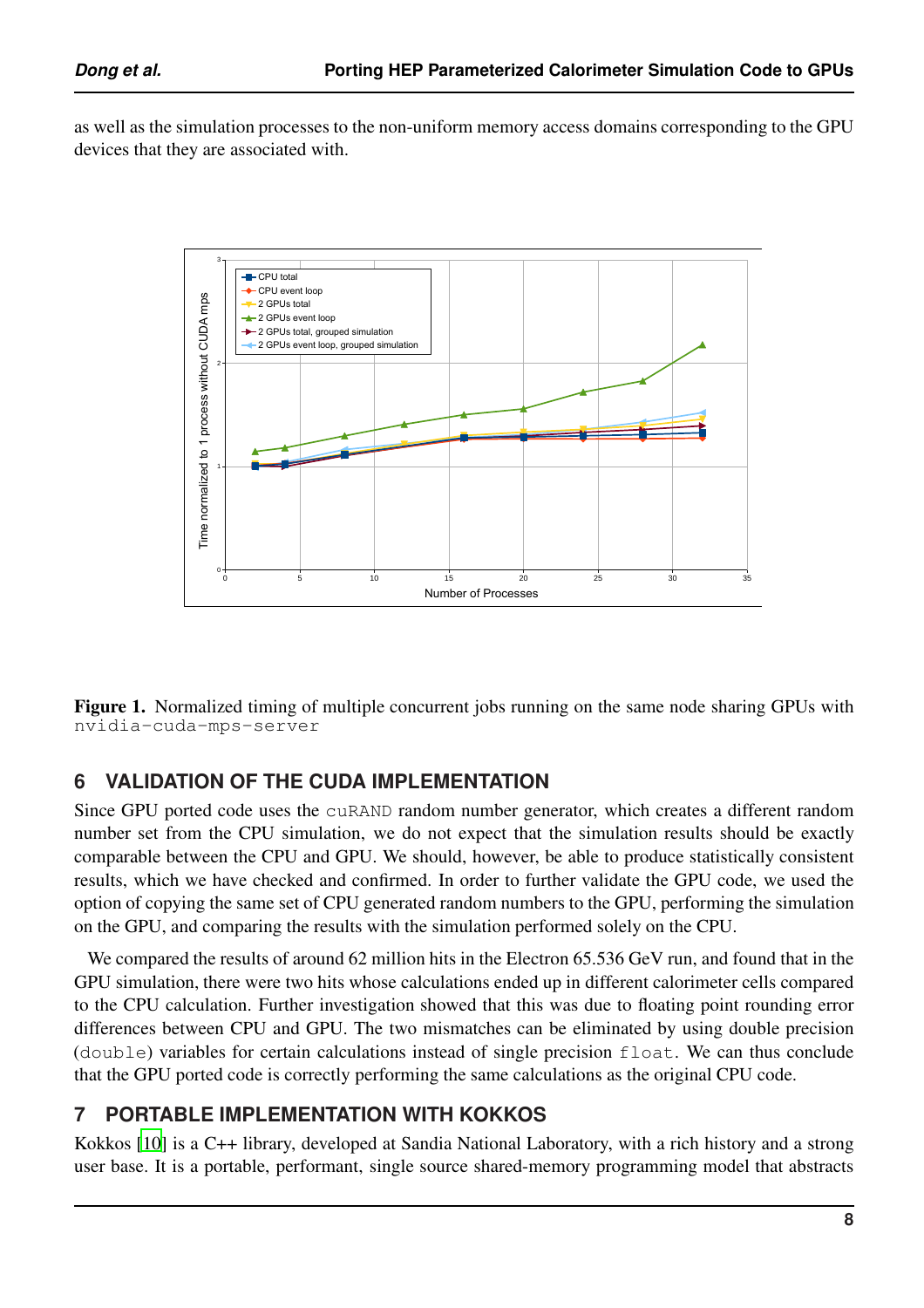as well as the simulation processes to the non-uniform memory access domains corresponding to the GPU devices that they are associated with.

**Figure 1.** Normalized timing of multiple concurrent jobs running on the same node sharing GPUs with `nvidia-cuda-mps-server`

## 6 VALIDATION OF THE CUDA IMPLEMENTATION

Since GPU ported code uses the `cuRAND` random number generator, which creates a different random number set from the CPU simulation, we do not expect that the simulation results should be exactly comparable between the CPU and GPU. We should, however, be able to produce statistically consistent results, which we have checked and confirmed. In order to further validate the GPU code, we used the option of copying the same set of CPU generated random numbers to the GPU, performing the simulation on the GPU, and comparing the results with the simulation performed solely on the CPU.

We compared the results of around 62 million hits in the Electron 65.536 GeV run, and found that in the GPU simulation, there were two hits whose calculations ended up in different calorimeter cells compared to the CPU calculation. Further investigation showed that this was due to floating point rounding error differences between CPU and GPU. The two mismatches can be eliminated by using double precision (`double`) variables for certain calculations instead of single precision `float`. We can thus conclude that the GPU ported code is correctly performing the same calculations as the original CPU code.

## 7 PORTABLE IMPLEMENTATION WITH KOKKOS

Kokkos [10] is a C++ library, developed at Sandia National Laboratory, with a rich history and a strong user base. It is a portable, performant, single source shared-memory programming model that abstracts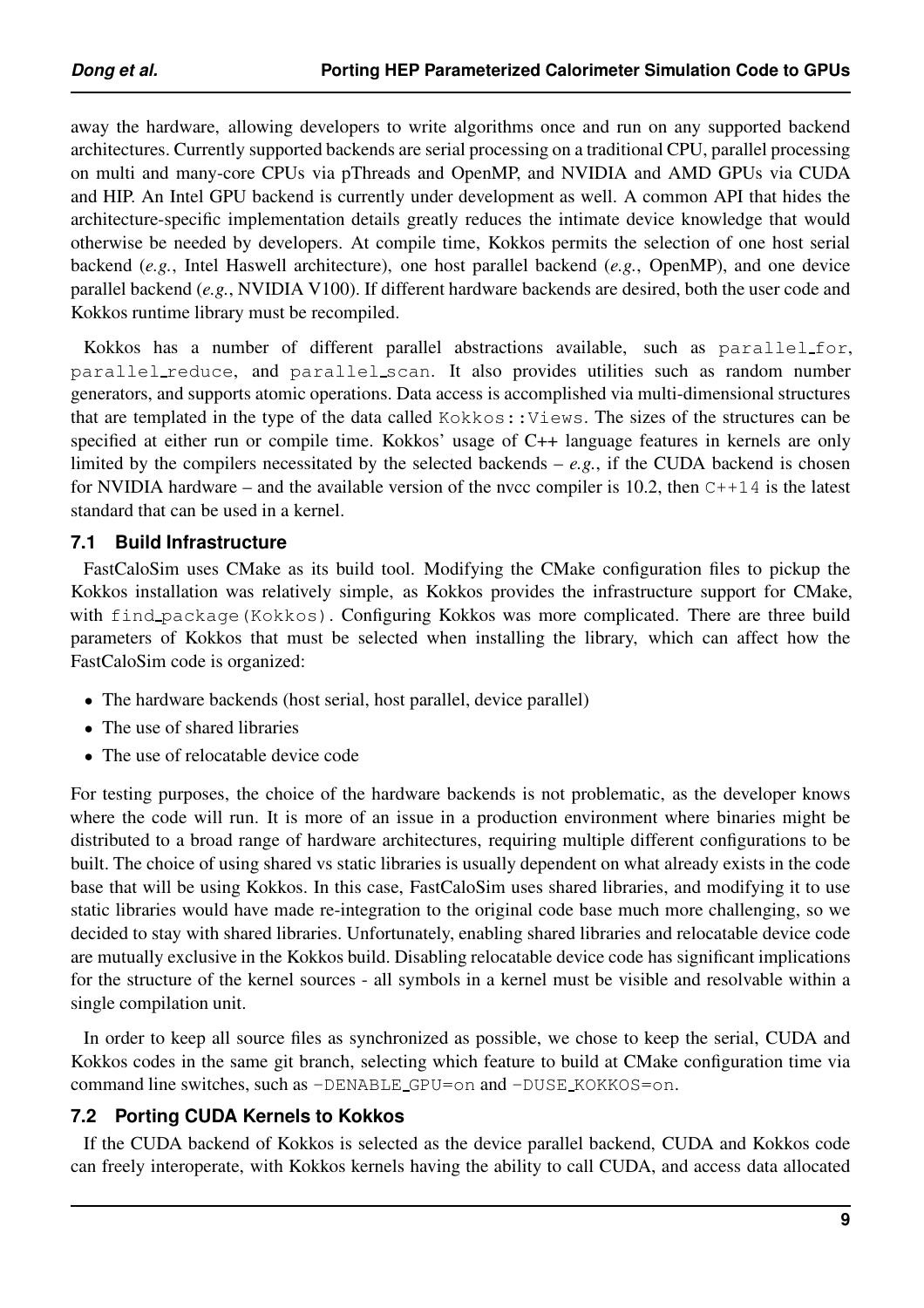away the hardware, allowing developers to write algorithms once and run on any supported backend architectures. Currently supported backends are serial processing on a traditional CPU, parallel processing on multi and many-core CPUs via pThreads and OpenMP, and NVIDIA and AMD GPUs via CUDA and HIP. An Intel GPU backend is currently under development as well. A common API that hides the architecture-specific implementation details greatly reduces the intimate device knowledge that would otherwise be needed by developers. At compile time, Kokkos permits the selection of one host serial backend (*e.g.*, Intel Haswell architecture), one host parallel backend (*e.g.*, OpenMP), and one device parallel backend (*e.g.*, NVIDIA V100). If different hardware backends are desired, both the user code and Kokkos runtime library must be recompiled.

Kokkos has a number of different parallel abstractions available, such as `parallel_for`, `parallel_reduce`, and `parallel_scan`. It also provides utilities such as random number generators, and supports atomic operations. Data access is accomplished via multi-dimensional structures that are templated in the type of the data called `Kokkos::Views`. The sizes of the structures can be specified at either run or compile time. Kokkos' usage of C++ language features in kernels are only limited by the compilers necessitated by the selected backends – *e.g.*, if the CUDA backend is chosen for NVIDIA hardware – and the available version of the nvcc compiler is 10.2, then `C++14` is the latest standard that can be used in a kernel.

### 7.1 Build Infrastructure

FastCaloSim uses CMake as its build tool. Modifying the CMake configuration files to pickup the Kokkos installation was relatively simple, as Kokkos provides the infrastructure support for CMake, with `find_package(Kokkos)`. Configuring Kokkos was more complicated. There are three build parameters of Kokkos that must be selected when installing the library, which can affect how the FastCaloSim code is organized:

- The hardware backends (host serial, host parallel, device parallel)
- The use of shared libraries
- The use of relocatable device code

For testing purposes, the choice of the hardware backends is not problematic, as the developer knows where the code will run. It is more of an issue in a production environment where binaries might be distributed to a broad range of hardware architectures, requiring multiple different configurations to be built. The choice of using shared vs static libraries is usually dependent on what already exists in the code base that will be using Kokkos. In this case, FastCaloSim uses shared libraries, and modifying it to use static libraries would have made re-integration to the original code base much more challenging, so we decided to stay with shared libraries. Unfortunately, enabling shared libraries and relocatable device code are mutually exclusive in the Kokkos build. Disabling relocatable device code has significant implications for the structure of the kernel sources - all symbols in a kernel must be visible and resolvable within a single compilation unit.

In order to keep all source files as synchronized as possible, we chose to keep the serial, CUDA and Kokkos codes in the same git branch, selecting which feature to build at CMake configuration time via command line switches, such as `-DENABLE_GPU=on` and `-DUSE_KOKKOS=on`.

### 7.2 Porting CUDA Kernels to Kokkos

If the CUDA backend of Kokkos is selected as the device parallel backend, CUDA and Kokkos code can freely interoperate, with Kokkos kernels having the ability to call CUDA, and access data allocated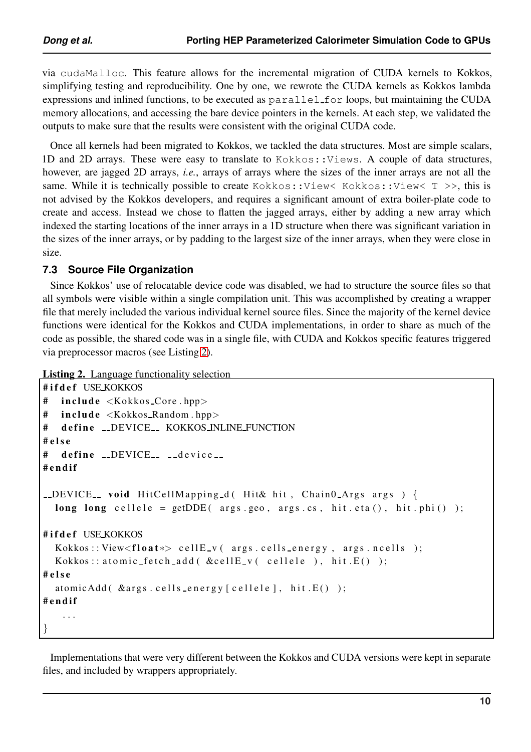via cudaMalloc. This feature allows for the incremental migration of CUDA kernels to Kokkos, simplifying testing and reproducibility. One by one, we rewrote the CUDA kernels as Kokkos lambda expressions and inlined functions, to be executed as parallel_for loops, but maintaining the CUDA memory allocations, and accessing the bare device pointers in the kernels. At each step, we validated the outputs to make sure that the results were consistent with the original CUDA code.

Once all kernels had been migrated to Kokkos, we tackled the data structures. Most are simple scalars, 1D and 2D arrays. These were easy to translate to Kokkos::Views. A couple of data structures, however, are jagged 2D arrays, *i.e.*, arrays of arrays where the sizes of the inner arrays are not all the same. While it is technically possible to create Kokkos::View< Kokkos::View< T >>, this is not advised by the Kokkos developers, and requires a significant amount of extra boiler-plate code to create and access. Instead we chose to flatten the jagged arrays, either by adding a new array which indexed the starting locations of the inner arrays in a 1D structure when there was significant variation in the sizes of the inner arrays, or by padding to the largest size of the inner arrays, when they were close in size.

### 7.3 Source File Organization

Since Kokkos' use of relocatable device code was disabled, we had to structure the source files so that all symbols were visible within a single compilation unit. This was accomplished by creating a wrapper file that merely included the various individual kernel source files. Since the majority of the kernel device functions were identical for the Kokkos and CUDA implementations, in order to share as much of the code as possible, the shared code was in a single file, with CUDA and Kokkos specific features triggered via preprocessor macros (see Listing 2).

**Listing 2.** Language functionality selection

```
#ifdef USE_KOKKOS
#  include <Kokkos_Core.hpp>
#  include <Kokkos_Random.hpp>
#  define __DEVICE__ KOKKOS_INLINE_FUNCTION
#else
#  define __DEVICE__ __device__
#endif

__DEVICE__ void HitCellMapping_d( Hit& hit, Chain0_Args args ) {
  long long cellele = getDDE( args.geo, args.cs, hit.eta(), hit.phi() );

#ifdef USE_KOKKOS
  Kokkos::View<float*> cellE_v( args.cells_energy, args.ncells );
  Kokkos::atomic_fetch_add( &cellE_v( cellele ), hit.E() );
#else
  atomicAdd( &args.cells_energy[cellele], hit.E() );
#endif
    ...
}
```

Implementations that were very different between the Kokkos and CUDA versions were kept in separate files, and included by wrappers appropriately.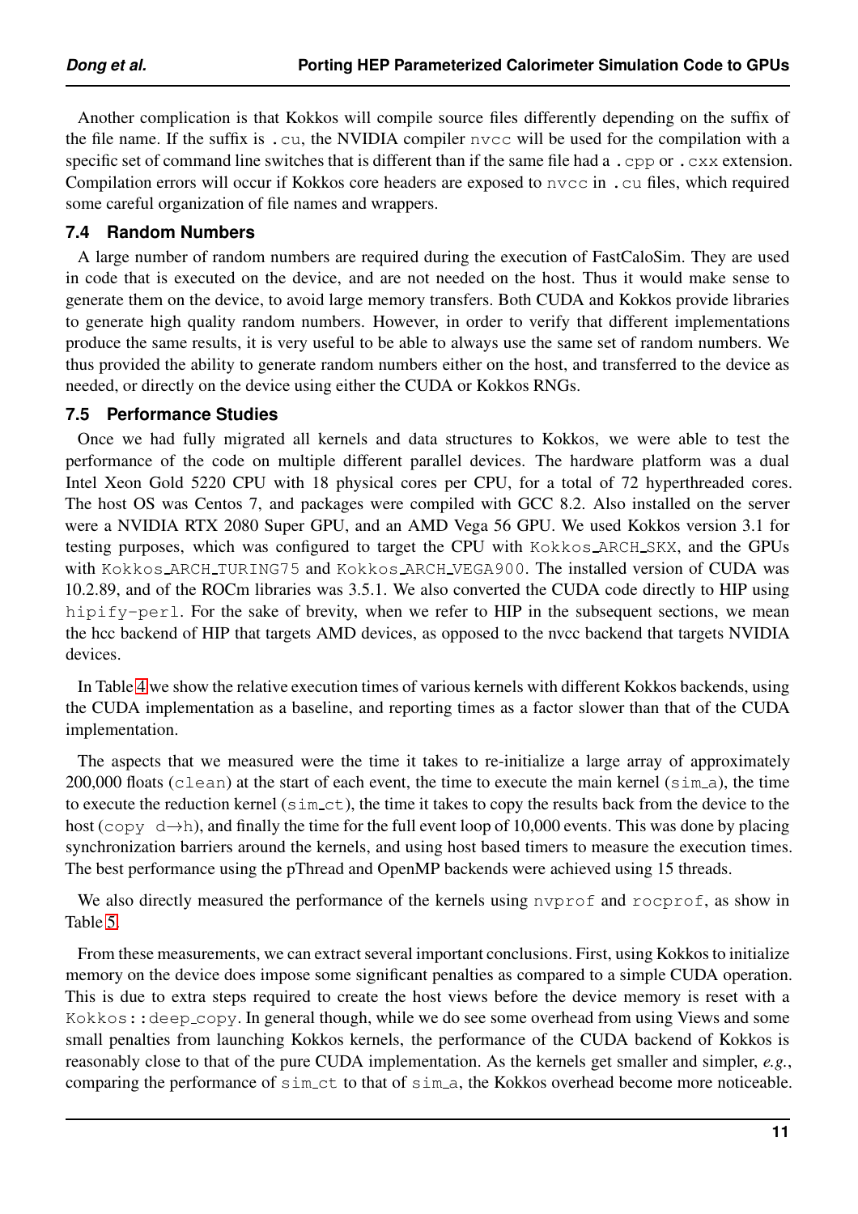Another complication is that Kokkos will compile source files differently depending on the suffix of the file name. If the suffix is `.cu`, the NVIDIA compiler `nvcc` will be used for the compilation with a specific set of command line switches that is different than if the same file had a `.cpp` or `.cxx` extension. Compilation errors will occur if Kokkos core headers are exposed to `nvcc` in `.cu` files, which required some careful organization of file names and wrappers.

### 7.4 Random Numbers

A large number of random numbers are required during the execution of FastCaloSim. They are used in code that is executed on the device, and are not needed on the host. Thus it would make sense to generate them on the device, to avoid large memory transfers. Both CUDA and Kokkos provide libraries to generate high quality random numbers. However, in order to verify that different implementations produce the same results, it is very useful to be able to always use the same set of random numbers. We thus provided the ability to generate random numbers either on the host, and transferred to the device as needed, or directly on the device using either the CUDA or Kokkos RNGs.

### 7.5 Performance Studies

Once we had fully migrated all kernels and data structures to Kokkos, we were able to test the performance of the code on multiple different parallel devices. The hardware platform was a dual Intel Xeon Gold 5220 CPU with 18 physical cores per CPU, for a total of 72 hyperthreaded cores. The host OS was Centos 7, and packages were compiled with GCC 8.2. Also installed on the server were a NVIDIA RTX 2080 Super GPU, and an AMD Vega 56 GPU. We used Kokkos version 3.1 for testing purposes, which was configured to target the CPU with `Kokkos_ARCH_SKX`, and the GPUs with `Kokkos_ARCH_TURING75` and `Kokkos_ARCH_VEGA900`. The installed version of CUDA was 10.2.89, and of the ROCm libraries was 3.5.1. We also converted the CUDA code directly to HIP using `hipify-perl`. For the sake of brevity, when we refer to HIP in the subsequent sections, we mean the hcc backend of HIP that targets AMD devices, as opposed to the nvcc backend that targets NVIDIA devices.

In Table 4 we show the relative execution times of various kernels with different Kokkos backends, using the CUDA implementation as a baseline, and reporting times as a factor slower than that of the CUDA implementation.

The aspects that we measured were the time it takes to re-initialize a large array of approximately 200,000 floats (`clean`) at the start of each event, the time to execute the main kernel (`sim_a`), the time to execute the reduction kernel (`sim_ct`), the time it takes to copy the results back from the device to the host (copy d$\rightarrow$h), and finally the time for the full event loop of 10,000 events. This was done by placing synchronization barriers around the kernels, and using host based timers to measure the execution times. The best performance using the pThread and OpenMP backends were achieved using 15 threads.

We also directly measured the performance of the kernels using `nvprof` and `rocprof`, as show in Table 5.

From these measurements, we can extract several important conclusions. First, using Kokkos to initialize memory on the device does impose some significant penalties as compared to a simple CUDA operation. This is due to extra steps required to create the host views before the device memory is reset with a `Kokkos::deep_copy`. In general though, while we do see some overhead from using Views and some small penalties from launching Kokkos kernels, the performance of the CUDA backend of Kokkos is reasonably close to that of the pure CUDA implementation. As the kernels get smaller and simpler, *e.g.*, comparing the performance of `sim_ct` to that of `sim_a`, the Kokkos overhead become more noticeable.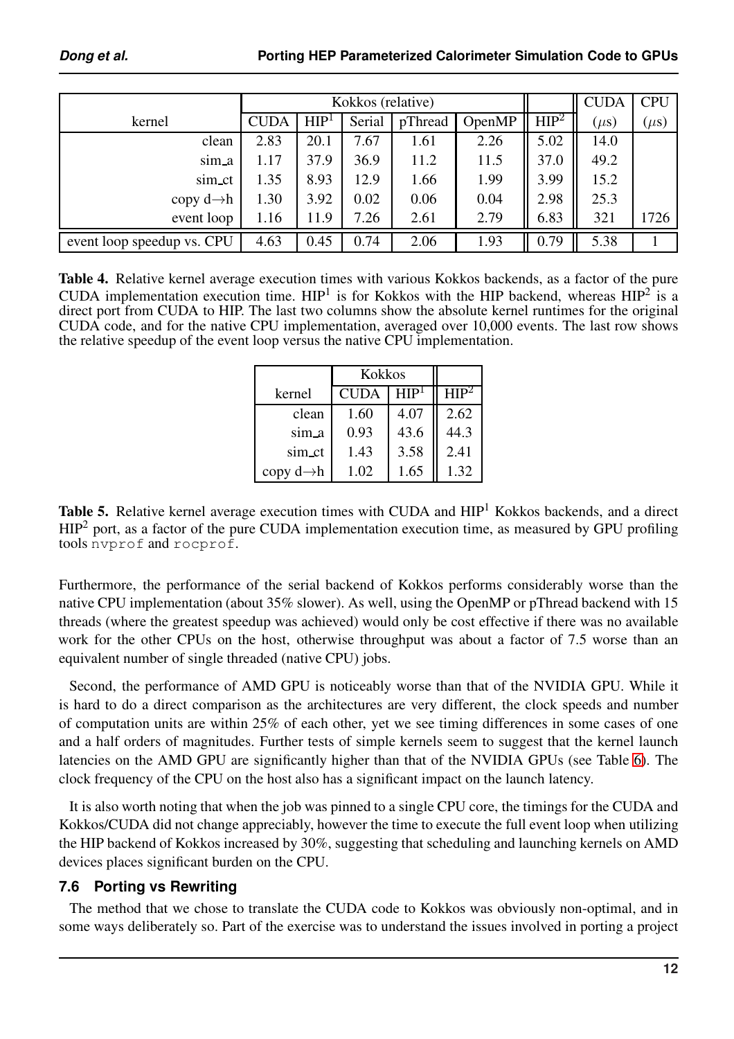| kernel | Kokkos (relative) | | | | | | CUDA | CPU |
|---|---|---|---|---|---|---|---|---|
| | CUDA | HIP[1] | Serial | pThread | OpenMP | HIP[2] | ($\mu$s) | ($\mu$s) |
| clean | 2.83 | 20.1 | 7.67 | 1.61 | 2.26 | 5.02 | 14.0 | |
| sim_a | 1.17 | 37.9 | 36.9 | 11.2 | 11.5 | 37.0 | 49.2 | |
| sim_ct | 1.35 | 8.93 | 12.9 | 1.66 | 1.99 | 3.99 | 15.2 | |
| copy d→h | 1.30 | 3.92 | 0.02 | 0.06 | 0.04 | 2.98 | 25.3 | |
| event loop | 1.16 | 11.9 | 7.26 | 2.61 | 2.79 | 6.83 | 321 | 1726 |
| event loop speedup vs. CPU | 4.63 | 0.45 | 0.74 | 2.06 | 1.93 | 0.79 | 5.38 | 1 |

**Table 4.** Relative kernel average execution times with various Kokkos backends, as a factor of the pure CUDA implementation execution time. HIP[1] is for Kokkos with the HIP backend, whereas HIP[2] is a direct port from CUDA to HIP. The last two columns show the absolute kernel runtimes for the original CUDA code, and for the native CPU implementation, averaged over 10,000 events. The last row shows the relative speedup of the event loop versus the native CPU implementation.

| kernel | Kokkos | | |
|---|---|---|---|
| | CUDA | HIP[1] | HIP[2] |
| clean | 1.60 | 4.07 | 2.62 |
| sim_a | 0.93 | 43.6 | 44.3 |
| sim_ct | 1.43 | 3.58 | 2.41 |
| copy d→h | 1.02 | 1.65 | 1.32 |

**Table 5.** Relative kernel average execution times with CUDA and HIP[1] Kokkos backends, and a direct HIP[2] port, as a factor of the pure CUDA implementation execution time, as measured by GPU profiling tools `nvprof` and `rocprof`.

Furthermore, the performance of the serial backend of Kokkos performs considerably worse than the native CPU implementation (about 35% slower). As well, using the OpenMP or pThread backend with 15 threads (where the greatest speedup was achieved) would only be cost effective if there was no available work for the other CPUs on the host, otherwise throughput was about a factor of 7.5 worse than an equivalent number of single threaded (native CPU) jobs.

Second, the performance of AMD GPU is noticeably worse than that of the NVIDIA GPU. While it is hard to do a direct comparison as the architectures are very different, the clock speeds and number of computation units are within 25% of each other, yet we see timing differences in some cases of one and a half orders of magnitudes. Further tests of simple kernels seem to suggest that the kernel launch latencies on the AMD GPU are significantly higher than that of the NVIDIA GPUs (see Table 6). The clock frequency of the CPU on the host also has a significant impact on the launch latency.

It is also worth noting that when the job was pinned to a single CPU core, the timings for the CUDA and Kokkos/CUDA did not change appreciably, however the time to execute the full event loop when utilizing the HIP backend of Kokkos increased by 30%, suggesting that scheduling and launching kernels on AMD devices places significant burden on the CPU.

### 7.6 Porting vs Rewriting

The method that we chose to translate the CUDA code to Kokkos was obviously non-optimal, and in some ways deliberately so. Part of the exercise was to understand the issues involved in porting a project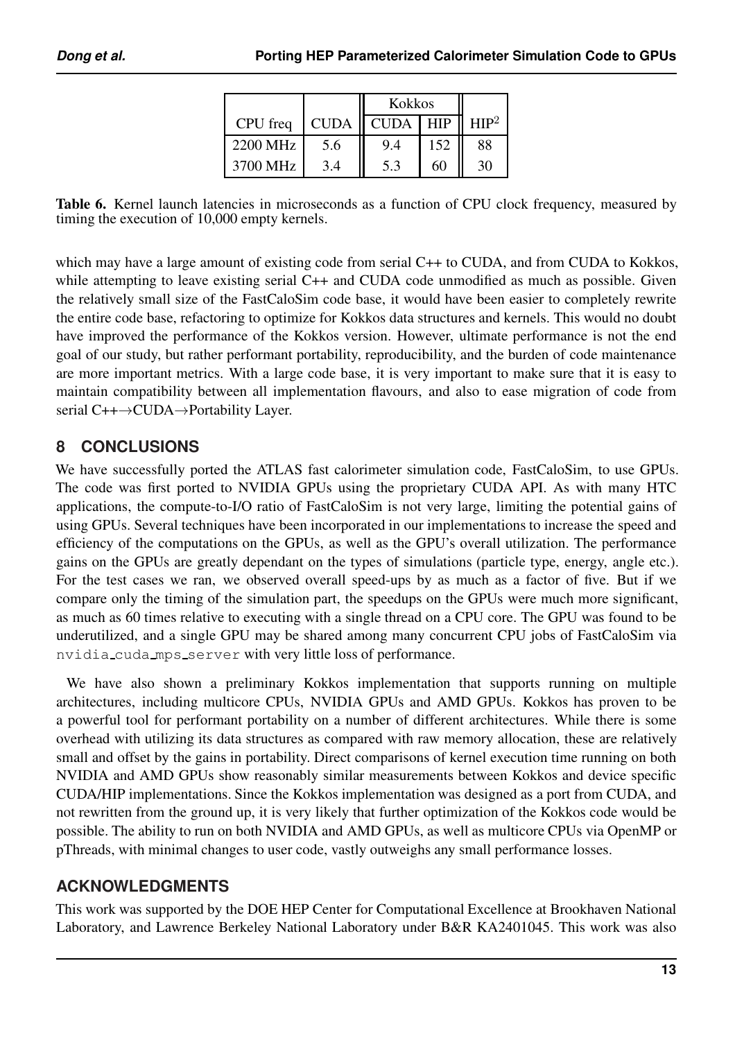| | | Kokkos | | |
|---|---|---|---|---|
| CPU freq | CUDA | CUDA | HIP | HIP[2] |
| 2200 MHz | 5.6 | 9.4 | 152 | 88 |
| 3700 MHz | 3.4 | 5.3 | 60 | 30 |

**Table 6.** Kernel launch latencies in microseconds as a function of CPU clock frequency, measured by timing the execution of 10,000 empty kernels.

which may have a large amount of existing code from serial C++ to CUDA, and from CUDA to Kokkos, while attempting to leave existing serial C++ and CUDA code unmodified as much as possible. Given the relatively small size of the FastCaloSim code base, it would have been easier to completely rewrite the entire code base, refactoring to optimize for Kokkos data structures and kernels. This would no doubt have improved the performance of the Kokkos version. However, ultimate performance is not the end goal of our study, but rather performant portability, reproducibility, and the burden of code maintenance are more important metrics. With a large code base, it is very important to make sure that it is easy to maintain compatibility between all implementation flavours, and also to ease migration of code from serial C++→CUDA→Portability Layer.

## 8 CONCLUSIONS

We have successfully ported the ATLAS fast calorimeter simulation code, FastCaloSim, to use GPUs. The code was first ported to NVIDIA GPUs using the proprietary CUDA API. As with many HTC applications, the compute-to-I/O ratio of FastCaloSim is not very large, limiting the potential gains of using GPUs. Several techniques have been incorporated in our implementations to increase the speed and efficiency of the computations on the GPUs, as well as the GPU's overall utilization. The performance gains on the GPUs are greatly dependant on the types of simulations (particle type, energy, angle etc.). For the test cases we ran, we observed overall speed-ups by as much as a factor of five. But if we compare only the timing of the simulation part, the speedups on the GPUs were much more significant, as much as 60 times relative to executing with a single thread on a CPU core. The GPU was found to be underutilized, and a single GPU may be shared among many concurrent CPU jobs of FastCaloSim via `nvidia_cuda_mps_server` with very little loss of performance.

We have also shown a preliminary Kokkos implementation that supports running on multiple architectures, including multicore CPUs, NVIDIA GPUs and AMD GPUs. Kokkos has proven to be a powerful tool for performant portability on a number of different architectures. While there is some overhead with utilizing its data structures as compared with raw memory allocation, these are relatively small and offset by the gains in portability. Direct comparisons of kernel execution time running on both NVIDIA and AMD GPUs show reasonably similar measurements between Kokkos and device specific CUDA/HIP implementations. Since the Kokkos implementation was designed as a port from CUDA, and not rewritten from the ground up, it is very likely that further optimization of the Kokkos code would be possible. The ability to run on both NVIDIA and AMD GPUs, as well as multicore CPUs via OpenMP or pThreads, with minimal changes to user code, vastly outweighs any small performance losses.

## ACKNOWLEDGMENTS

This work was supported by the DOE HEP Center for Computational Excellence at Brookhaven National Laboratory, and Lawrence Berkeley National Laboratory under B&R KA2401045. This work was also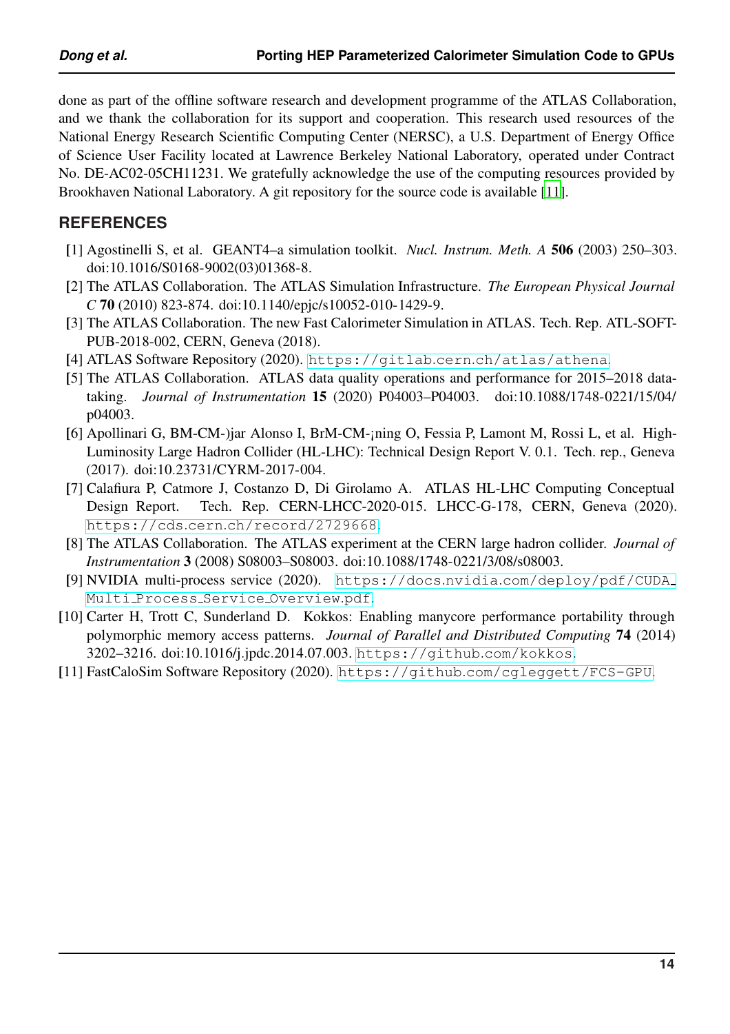done as part of the offline software research and development programme of the ATLAS Collaboration, and we thank the collaboration for its support and cooperation. This research used resources of the National Energy Research Scientific Computing Center (NERSC), a U.S. Department of Energy Office of Science User Facility located at Lawrence Berkeley National Laboratory, operated under Contract No. DE-AC02-05CH11231. We gratefully acknowledge the use of the computing resources provided by Brookhaven National Laboratory. A git repository for the source code is available [11].

## REFERENCES

[1] Agostinelli S, et al. GEANT4–a simulation toolkit. *Nucl. Instrum. Meth. A* **506** (2003) 250–303. doi:10.1016/S0168-9002(03)01368-8.

[2] The ATLAS Collaboration. The ATLAS Simulation Infrastructure. *The European Physical Journal C* **70** (2010) 823-874. doi:10.1140/epjc/s10052-010-1429-9.

[3] The ATLAS Collaboration. The new Fast Calorimeter Simulation in ATLAS. Tech. Rep. ATL-SOFT-PUB-2018-002, CERN, Geneva (2018).

[4] ATLAS Software Repository (2020). https://gitlab.cern.ch/atlas/athena.

[5] The ATLAS Collaboration. ATLAS data quality operations and performance for 2015–2018 data-taking. *Journal of Instrumentation* **15** (2020) P04003–P04003. doi:10.1088/1748-0221/15/04/p04003.

[6] Apollinari G, BM-CM-)jar Alonso I, BrM-CM-¡ning O, Fessia P, Lamont M, Rossi L, et al. High-Luminosity Large Hadron Collider (HL-LHC): Technical Design Report V. 0.1. Tech. rep., Geneva (2017). doi:10.23731/CYRM-2017-004.

[7] Calafiura P, Catmore J, Costanzo D, Di Girolamo A. ATLAS HL-LHC Computing Conceptual Design Report. Tech. Rep. CERN-LHCC-2020-015. LHCC-G-178, CERN, Geneva (2020). https://cds.cern.ch/record/2729668.

[8] The ATLAS Collaboration. The ATLAS experiment at the CERN large hadron collider. *Journal of Instrumentation* **3** (2008) S08003–S08003. doi:10.1088/1748-0221/3/08/s08003.

[9] NVIDIA multi-process service (2020). https://docs.nvidia.com/deploy/pdf/CUDA_Multi_Process_Service_Overview.pdf.

[10] Carter H, Trott C, Sunderland D. Kokkos: Enabling manycore performance portability through polymorphic memory access patterns. *Journal of Parallel and Distributed Computing* **74** (2014) 3202–3216. doi:10.1016/j.jpdc.2014.07.003. https://github.com/kokkos.

[11] FastCaloSim Software Repository (2020). https://github.com/cgleggett/FCS-GPU.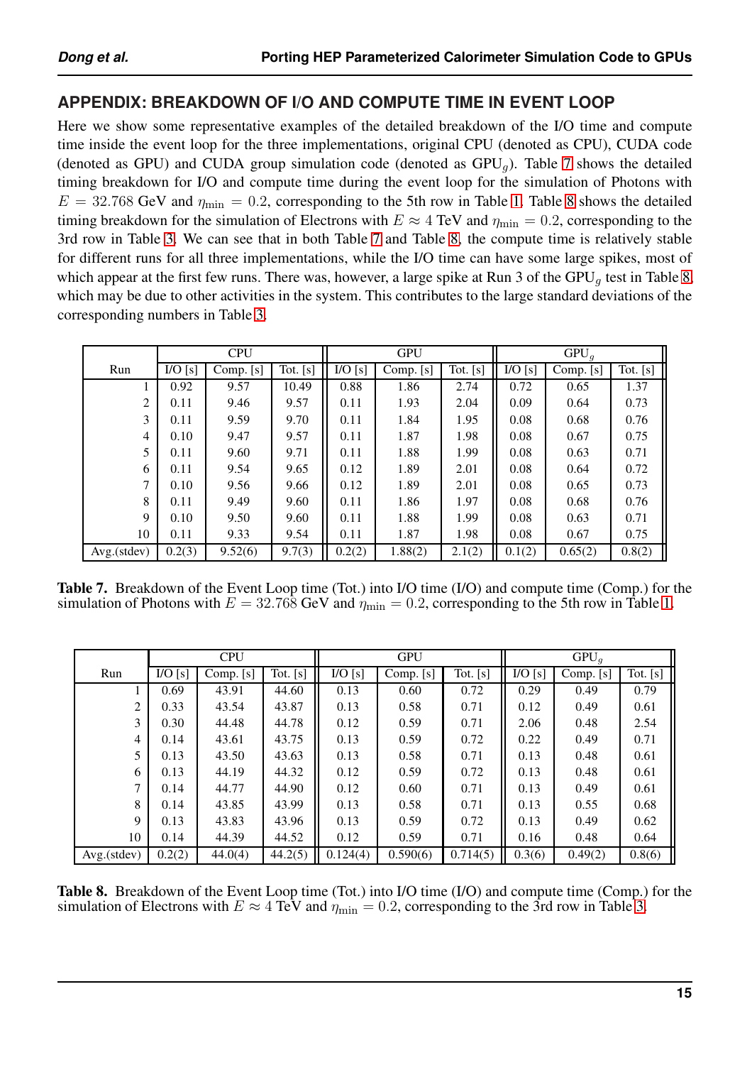## APPENDIX: BREAKDOWN OF I/O AND COMPUTE TIME IN EVENT LOOP

Here we show some representative examples of the detailed breakdown of the I/O time and compute time inside the event loop for the three implementations, original CPU (denoted as CPU), CUDA code (denoted as GPU) and CUDA group simulation code (denoted as $\text{GPU}_g$). Table 7 shows the detailed timing breakdown for I/O and compute time during the event loop for the simulation of Photons with $E = 32.768$ GeV and $\eta_{\text{min}} = 0.2$, corresponding to the 5th row in Table 1. Table 8 shows the detailed timing breakdown for the simulation of Electrons with $E \approx 4$ TeV and $\eta_{\text{min}} = 0.2$, corresponding to the 3rd row in Table 3. We can see that in both Table 7 and Table 8, the compute time is relatively stable for different runs for all three implementations, while the I/O time can have some large spikes, most of which appear at the first few runs. There was, however, a large spike at Run 3 of the $\text{GPU}_g$ test in Table 8, which may be due to other activities in the system. This contributes to the large standard deviations of the corresponding numbers in Table 3.

| | CPU | | | GPU | | | $\text{GPU}_g$ | | |
|---|---|---|---|---|---|---|---|---|---|
| Run | I/O [s] | Comp. [s] | Tot. [s] | I/O [s] | Comp. [s] | Tot. [s] | I/O [s] | Comp. [s] | Tot. [s] |
| 1 | 0.92 | 9.57 | 10.49 | 0.88 | 1.86 | 2.74 | 0.72 | 0.65 | 1.37 |
| 2 | 0.11 | 9.46 | 9.57 | 0.11 | 1.93 | 2.04 | 0.09 | 0.64 | 0.73 |
| 3 | 0.11 | 9.59 | 9.70 | 0.11 | 1.84 | 1.95 | 0.08 | 0.68 | 0.76 |
| 4 | 0.10 | 9.47 | 9.57 | 0.11 | 1.87 | 1.98 | 0.08 | 0.67 | 0.75 |
| 5 | 0.11 | 9.60 | 9.71 | 0.11 | 1.88 | 1.99 | 0.08 | 0.63 | 0.71 |
| 6 | 0.11 | 9.54 | 9.65 | 0.12 | 1.89 | 2.01 | 0.08 | 0.64 | 0.72 |
| 7 | 0.10 | 9.56 | 9.66 | 0.12 | 1.89 | 2.01 | 0.08 | 0.65 | 0.73 |
| 8 | 0.11 | 9.49 | 9.60 | 0.11 | 1.86 | 1.97 | 0.08 | 0.68 | 0.76 |
| 9 | 0.10 | 9.50 | 9.60 | 0.11 | 1.88 | 1.99 | 0.08 | 0.63 | 0.71 |
| 10 | 0.11 | 9.33 | 9.54 | 0.11 | 1.87 | 1.98 | 0.08 | 0.67 | 0.75 |
| Avg.(stdev) | 0.2(3) | 9.52(6) | 9.7(3) | 0.2(2) | 1.88(2) | 2.1(2) | 0.1(2) | 0.65(2) | 0.8(2) |

**Table 7.** Breakdown of the Event Loop time (Tot.) into I/O time (I/O) and compute time (Comp.) for the simulation of Photons with $E = 32.768$ GeV and $\eta_{\text{min}} = 0.2$, corresponding to the 5th row in Table 1.

| | CPU | | | GPU | | | $\text{GPU}_g$ | | |
|---|---|---|---|---|---|---|---|---|---|
| Run | I/O [s] | Comp. [s] | Tot. [s] | I/O [s] | Comp. [s] | Tot. [s] | I/O [s] | Comp. [s] | Tot. [s] |
| 1 | 0.69 | 43.91 | 44.60 | 0.13 | 0.60 | 0.72 | 0.29 | 0.49 | 0.79 |
| 2 | 0.33 | 43.54 | 43.87 | 0.13 | 0.58 | 0.71 | 0.12 | 0.49 | 0.61 |
| 3 | 0.30 | 44.48 | 44.78 | 0.12 | 0.59 | 0.71 | 2.06 | 0.48 | 2.54 |
| 4 | 0.14 | 43.61 | 43.75 | 0.13 | 0.59 | 0.72 | 0.22 | 0.49 | 0.71 |
| 5 | 0.13 | 43.50 | 43.63 | 0.13 | 0.58 | 0.71 | 0.13 | 0.48 | 0.61 |
| 6 | 0.13 | 44.19 | 44.32 | 0.12 | 0.59 | 0.72 | 0.13 | 0.48 | 0.61 |
| 7 | 0.14 | 44.77 | 44.90 | 0.12 | 0.60 | 0.71 | 0.13 | 0.49 | 0.61 |
| 8 | 0.14 | 43.85 | 43.99 | 0.13 | 0.58 | 0.71 | 0.13 | 0.55 | 0.68 |
| 9 | 0.13 | 43.83 | 43.96 | 0.13 | 0.59 | 0.72 | 0.13 | 0.49 | 0.62 |
| 10 | 0.14 | 44.39 | 44.52 | 0.12 | 0.59 | 0.71 | 0.16 | 0.48 | 0.64 |
| Avg.(stdev) | 0.2(2) | 44.0(4) | 44.2(5) | 0.124(4) | 0.590(6) | 0.714(5) | 0.3(6) | 0.49(2) | 0.8(6) |

**Table 8.** Breakdown of the Event Loop time (Tot.) into I/O time (I/O) and compute time (Comp.) for the simulation of Electrons with $E \approx 4$ TeV and $\eta_{\text{min}} = 0.2$, corresponding to the 3rd row in Table 3.